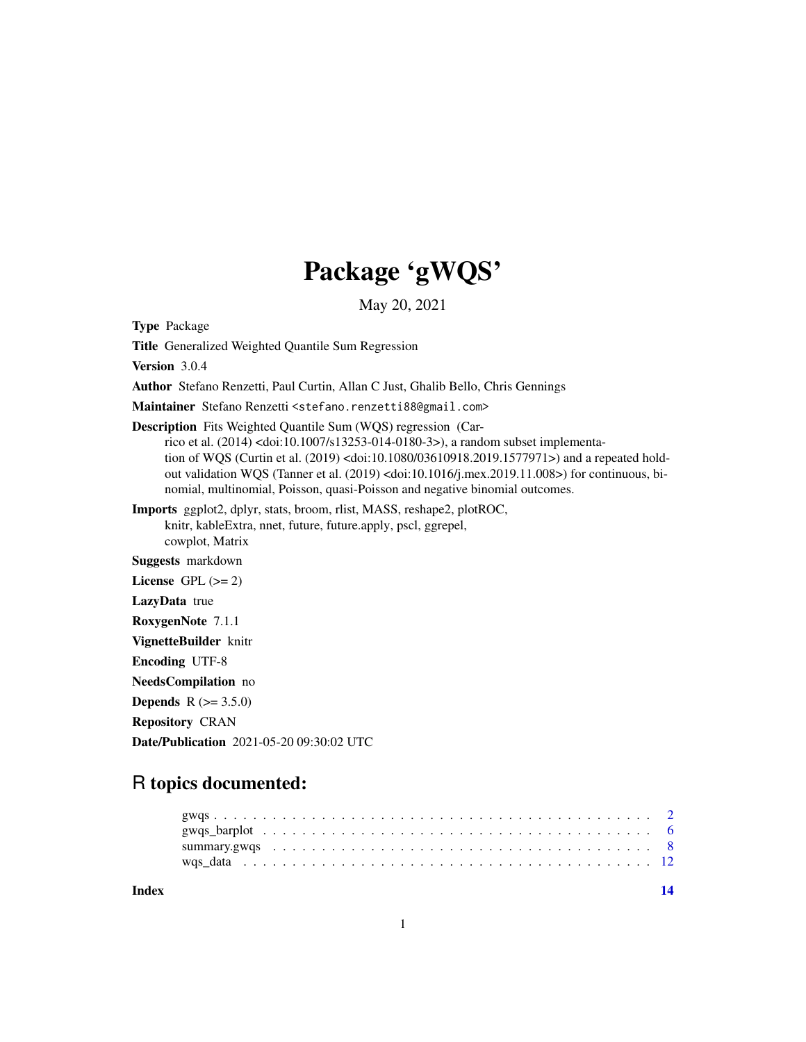# Package 'gWQS'

May 20, 2021

**Type** Package

**Title** Generalized Weighted Quantile Sum Regression

**Version** 3.0.4

**Author** Stefano Renzetti, Paul Curtin, Allan C Just, Ghalib Bello, Chris Gennings

**Maintainer** Stefano Renzetti <stefano.renzetti88@gmail.com>

**Description** Fits Weighted Quantile Sum (WQS) regression (Carrico et al. (2014) <doi:10.1007/s13253-014-0180-3>), a random subset implementation of WQS (Curtin et al. (2019) <doi:10.1080/03610918.2019.1577971>) and a repeated holdout validation WQS (Tanner et al. (2019) <doi:10.1016/j.mex.2019.11.008>) for continuous, binomial, multinomial, Poisson, quasi-Poisson and negative binomial outcomes.

**Imports** ggplot2, dplyr, stats, broom, rlist, MASS, reshape2, plotROC, knitr, kableExtra, nnet, future, future.apply, pscl, ggrepel, cowplot, Matrix

**Suggests** markdown

**License** GPL (>= 2)

**LazyData** true

**RoxygenNote** 7.1.1

**VignetteBuilder** knitr

**Encoding** UTF-8

**NeedsCompilation** no

**Depends** R (>= 3.5.0)

**Repository** CRAN

**Date/Publication** 2021-05-20 09:30:02 UTC

## R topics documented:

- gwqs . . . . . . . . . . . . . . . . . . . . . . . . . . . . . . . . . . . . . . . . . . . . 2
- gwqs_barplot . . . . . . . . . . . . . . . . . . . . . . . . . . . . . . . . . . . . . . . 6
- summary.gwqs . . . . . . . . . . . . . . . . . . . . . . . . . . . . . . . . . . . . . . 8
- wqs_data . . . . . . . . . . . . . . . . . . . . . . . . . . . . . . . . . . . . . . . . . 12

**Index** 14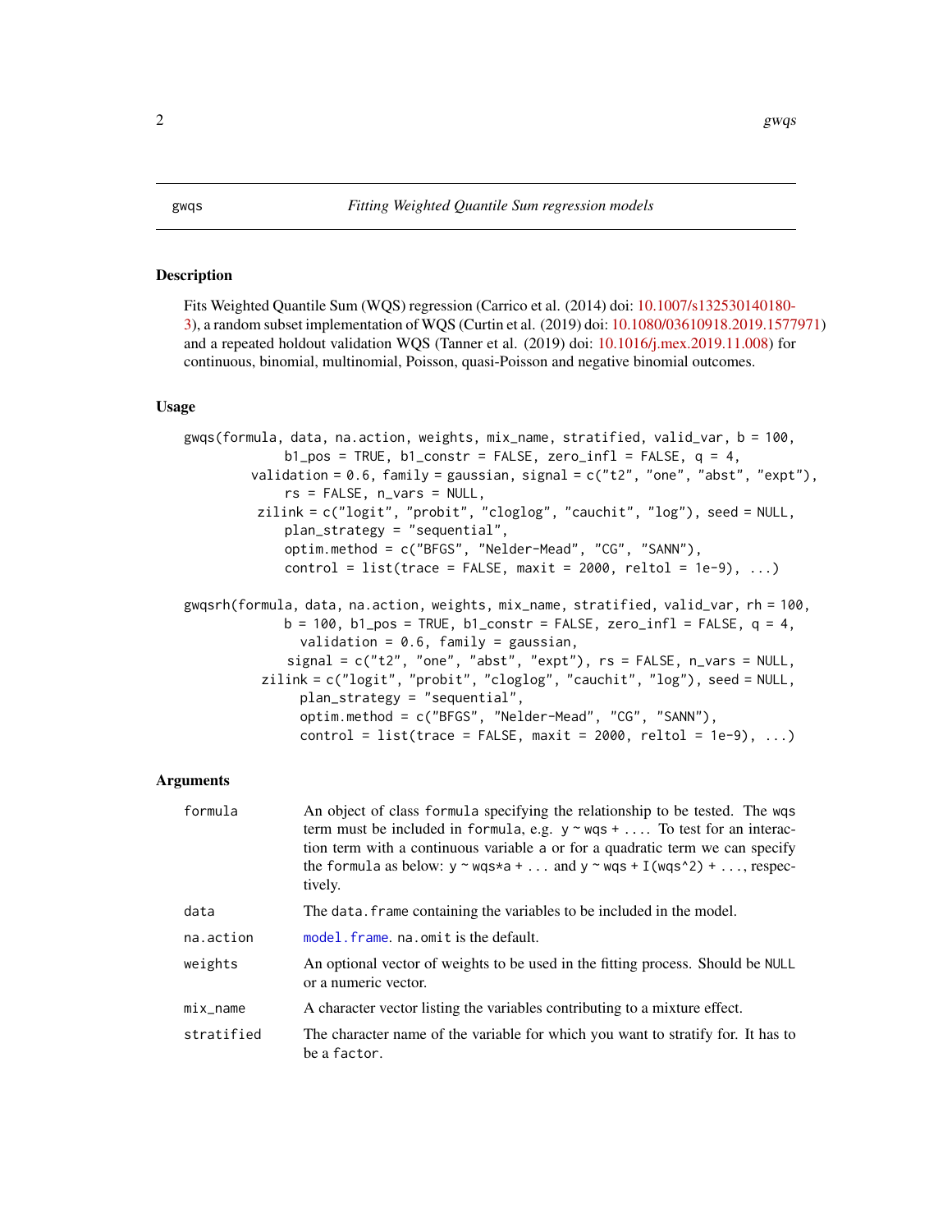# gwqs — *Fitting Weighted Quantile Sum regression models*

## Description

Fits Weighted Quantile Sum (WQS) regression (Carrico et al. (2014) doi: 10.1007/s132530140180-3), a random subset implementation of WQS (Curtin et al. (2019) doi: 10.1080/03610918.2019.1577971) and a repeated holdout validation WQS (Tanner et al. (2019) doi: 10.1016/j.mex.2019.11.008) for continuous, binomial, multinomial, Poisson, quasi-Poisson and negative binomial outcomes.

## Usage

```
gwqs(formula, data, na.action, weights, mix_name, stratified, valid_var, b = 100,
            b1_pos = TRUE, b1_constr = FALSE, zero_infl = FALSE, q = 4,
         validation = 0.6, family = gaussian, signal = c("t2", "one", "abst", "expt"),
            rs = FALSE, n_vars = NULL,
          zilink = c("logit", "probit", "cloglog", "cauchit", "log"), seed = NULL,
            plan_strategy = "sequential",
            optim.method = c("BFGS", "Nelder-Mead", "CG", "SANN"),
            control = list(trace = FALSE, maxit = 2000, reltol = 1e-9), ...)

gwqsrh(formula, data, na.action, weights, mix_name, stratified, valid_var, rh = 100,
            b = 100, b1_pos = TRUE, b1_constr = FALSE, zero_infl = FALSE, q = 4,
              validation = 0.6, family = gaussian,
            signal = c("t2", "one", "abst", "expt"), rs = FALSE, n_vars = NULL,
          zilink = c("logit", "probit", "cloglog", "cauchit", "log"), seed = NULL,
              plan_strategy = "sequential",
              optim.method = c("BFGS", "Nelder-Mead", "CG", "SANN"),
              control = list(trace = FALSE, maxit = 2000, reltol = 1e-9), ...)
```

## Arguments

| Argument | Description |
|---|---|
| `formula` | An object of class `formula` specifying the relationship to be tested. The `wqs` term must be included in `formula`, e.g. `y ~ wqs + ...`. To test for an interaction term with a continuous variable `a` or for a quadratic term we can specify the `formula` as below: `y ~ wqs*a + ...` and `y ~ wqs + I(wqs^2) + ...`, respectively. |
| `data` | The `data.frame` containing the variables to be included in the model. |
| `na.action` | `model.frame`. `na.omit` is the default. |
| `weights` | An optional vector of weights to be used in the fitting process. Should be `NULL` or a numeric vector. |
| `mix_name` | A character vector listing the variables contributing to a mixture effect. |
| `stratified` | The character name of the variable for which you want to stratify for. It has to be a `factor`. |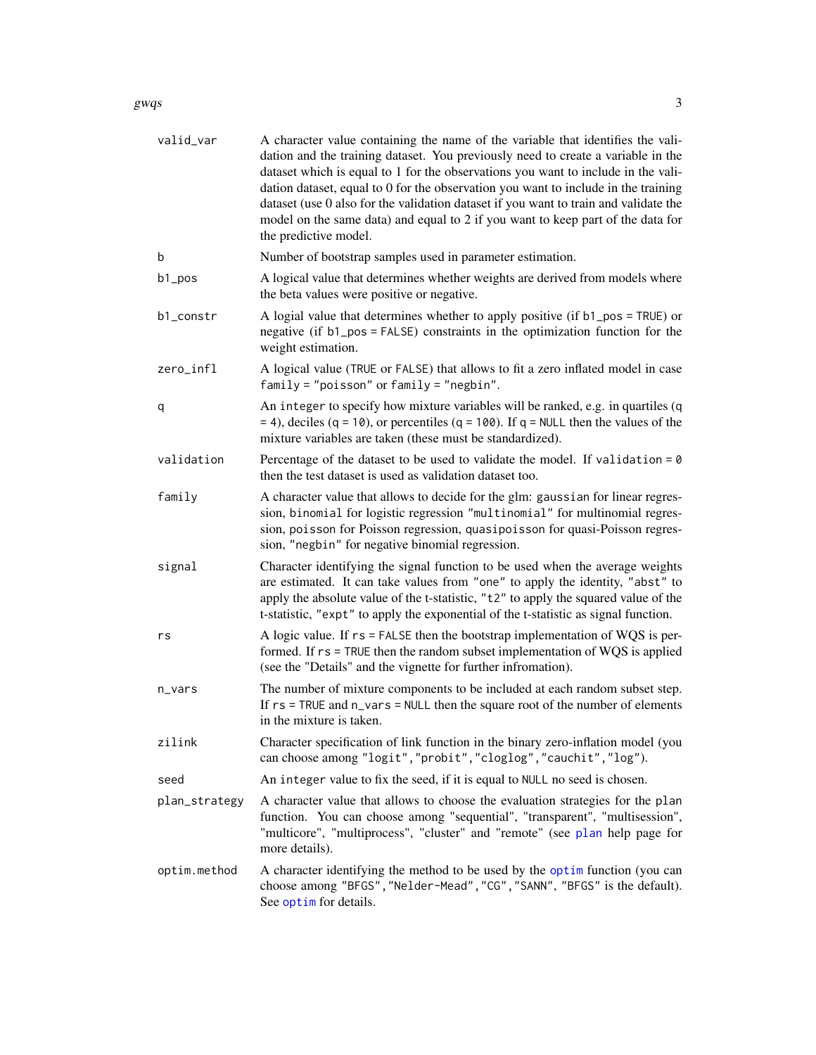| | |
|---|---|
| `valid_var` | A character value containing the name of the variable that identifies the validation and the training dataset. You previously need to create a variable in the dataset which is equal to 1 for the observations you want to include in the validation dataset, equal to 0 for the observation you want to include in the training dataset (use 0 also for the validation dataset if you want to train and validate the model on the same data) and equal to 2 if you want to keep part of the data for the predictive model. |
| `b` | Number of bootstrap samples used in parameter estimation. |
| `b1_pos` | A logical value that determines whether weights are derived from models where the beta values were positive or negative. |
| `b1_constr` | A logial value that determines whether to apply positive (if `b1_pos = TRUE`) or negative (if `b1_pos = FALSE`) constraints in the optimization function for the weight estimation. |
| `zero_infl` | A logical value (`TRUE` or `FALSE`) that allows to fit a zero inflated model in case `family = "poisson"` or `family = "negbin"`. |
| `q` | An `integer` to specify how mixture variables will be ranked, e.g. in quartiles (`q = 4`), deciles (`q = 10`), or percentiles (`q = 100`). If `q = NULL` then the values of the mixture variables are taken (these must be standardized). |
| `validation` | Percentage of the dataset to be used to validate the model. If `validation = 0` then the test dataset is used as validation dataset too. |
| `family` | A character value that allows to decide for the glm: `gaussian` for linear regression, `binomial` for logistic regression `"multinomial"` for multinomial regression, `poisson` for Poisson regression, `quasipoisson` for quasi-Poisson regression, `"negbin"` for negative binomial regression. |
| `signal` | Character identifying the signal function to be used when the average weights are estimated. It can take values from `"one"` to apply the identity, `"abst"` to apply the absolute value of the t-statistic, `"t2"` to apply the squared value of the t-statistic, `"expt"` to apply the exponential of the t-statistic as signal function. |
| `rs` | A logic value. If `rs = FALSE` then the bootstrap implementation of WQS is performed. If `rs = TRUE` then the random subset implementation of WQS is applied (see the "Details" and the vignette for further infromation). |
| `n_vars` | The number of mixture components to be included at each random subset step. If `rs = TRUE` and `n_vars = NULL` then the square root of the number of elements in the mixture is taken. |
| `zilink` | Character specification of link function in the binary zero-inflation model (you can choose among `"logit"`, `"probit"`, `"cloglog"`, `"cauchit"`, `"log"`). |
| `seed` | An `integer` value to fix the seed, if it is equal to `NULL` no seed is chosen. |
| `plan_strategy` | A character value that allows to choose the evaluation strategies for the `plan` function. You can choose among "sequential", "transparent", "multisession", "multicore", "multiprocess", "cluster" and "remote" (see `plan` help page for more details). |
| `optim.method` | A character identifying the method to be used by the `optim` function (you can choose among `"BFGS"`, `"Nelder-Mead"`, `"CG"`, `"SANN"`, `"BFGS"` is the default). See `optim` for details. |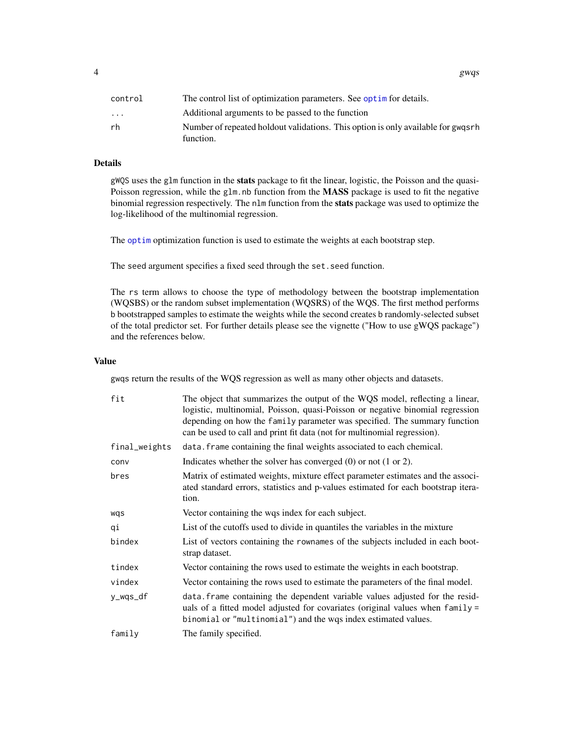| | |
|---|---|
| control | The control list of optimization parameters. See optim for details. |
| ... | Additional arguments to be passed to the function |
| rh | Number of repeated holdout validations. This option is only available for gwqsrh function. |

## Details

gWQS uses the glm function in the **stats** package to fit the linear, logistic, the Poisson and the quasi-Poisson regression, while the glm.nb function from the **MASS** package is used to fit the negative binomial regression respectively. The nlm function from the **stats** package was used to optimize the log-likelihood of the multinomial regression.

The optim optimization function is used to estimate the weights at each bootstrap step.

The seed argument specifies a fixed seed through the set.seed function.

The rs term allows to choose the type of methodology between the bootstrap implementation (WQSBS) or the random subset implementation (WQSRS) of the WQS. The first method performs b bootstrapped samples to estimate the weights while the second creates b randomly-selected subset of the total predictor set. For further details please see the vignette ("How to use gWQS package") and the references below.

## Value

gwqs return the results of the WQS regression as well as many other objects and datasets.

| | |
|---|---|
| fit | The object that summarizes the output of the WQS model, reflecting a linear, logistic, multinomial, Poisson, quasi-Poisson or negative binomial regression depending on how the family parameter was specified. The summary function can be used to call and print fit data (not for multinomial regression). |
| final_weights | data.frame containing the final weights associated to each chemical. |
| conv | Indicates whether the solver has converged (0) or not (1 or 2). |
| bres | Matrix of estimated weights, mixture effect parameter estimates and the associated standard errors, statistics and p-values estimated for each bootstrap iteration. |
| wqs | Vector containing the wqs index for each subject. |
| qi | List of the cutoffs used to divide in quantiles the variables in the mixture |
| bindex | List of vectors containing the rownames of the subjects included in each bootstrap dataset. |
| tindex | Vector containing the rows used to estimate the weights in each bootstrap. |
| vindex | Vector containing the rows used to estimate the parameters of the final model. |
| y_wqs_df | data.frame containing the dependent variable values adjusted for the residuals of a fitted model adjusted for covariates (original values when family = binomial or "multinomial") and the wqs index estimated values. |
| family | The family specified. |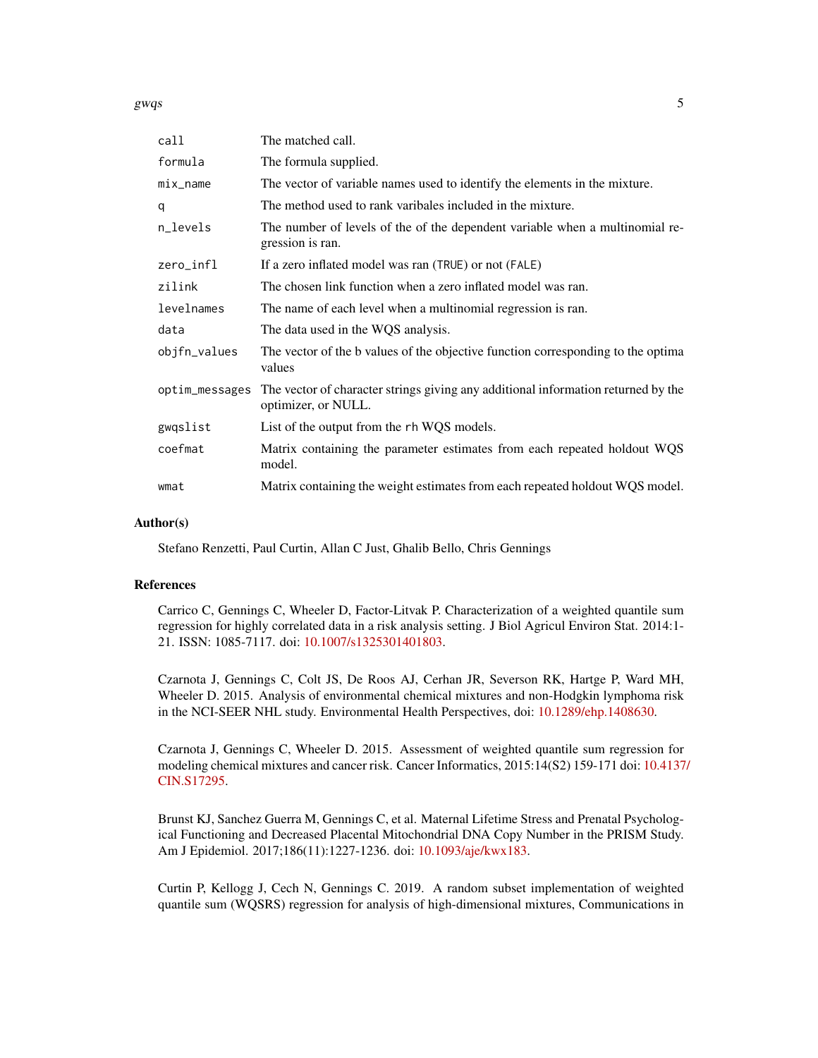| | |
|---|---|
| `call` | The matched call. |
| `formula` | The formula supplied. |
| `mix_name` | The vector of variable names used to identify the elements in the mixture. |
| `q` | The method used to rank varibales included in the mixture. |
| `n_levels` | The number of levels of the of the dependent variable when a multinomial regression is ran. |
| `zero_infl` | If a zero inflated model was ran (`TRUE`) or not (`FALE`) |
| `zilink` | The chosen link function when a zero inflated model was ran. |
| `levelnames` | The name of each level when a multinomial regression is ran. |
| `data` | The data used in the WQS analysis. |
| `objfn_values` | The vector of the b values of the objective function corresponding to the optima values |
| `optim_messages` | The vector of character strings giving any additional information returned by the optimizer, or NULL. |
| `gwqslist` | List of the output from the `rh` WQS models. |
| `coefmat` | Matrix containing the parameter estimates from each repeated holdout WQS model. |
| `wmat` | Matrix containing the weight estimates from each repeated holdout WQS model. |

### Author(s)

Stefano Renzetti, Paul Curtin, Allan C Just, Ghalib Bello, Chris Gennings

### References

Carrico C, Gennings C, Wheeler D, Factor-Litvak P. Characterization of a weighted quantile sum regression for highly correlated data in a risk analysis setting. J Biol Agricul Environ Stat. 2014:1-21. ISSN: 1085-7117. doi: 10.1007/s1325301401803.

Czarnota J, Gennings C, Colt JS, De Roos AJ, Cerhan JR, Severson RK, Hartge P, Ward MH, Wheeler D. 2015. Analysis of environmental chemical mixtures and non-Hodgkin lymphoma risk in the NCI-SEER NHL study. Environmental Health Perspectives, doi: 10.1289/ehp.1408630.

Czarnota J, Gennings C, Wheeler D. 2015. Assessment of weighted quantile sum regression for modeling chemical mixtures and cancer risk. Cancer Informatics, 2015:14(S2) 159-171 doi: 10.4137/CIN.S17295.

Brunst KJ, Sanchez Guerra M, Gennings C, et al. Maternal Lifetime Stress and Prenatal Psychological Functioning and Decreased Placental Mitochondrial DNA Copy Number in the PRISM Study. Am J Epidemiol. 2017;186(11):1227-1236. doi: 10.1093/aje/kwx183.

Curtin P, Kellogg J, Cech N, Gennings C. 2019. A random subset implementation of weighted quantile sum (WQSRS) regression for analysis of high-dimensional mixtures, Communications in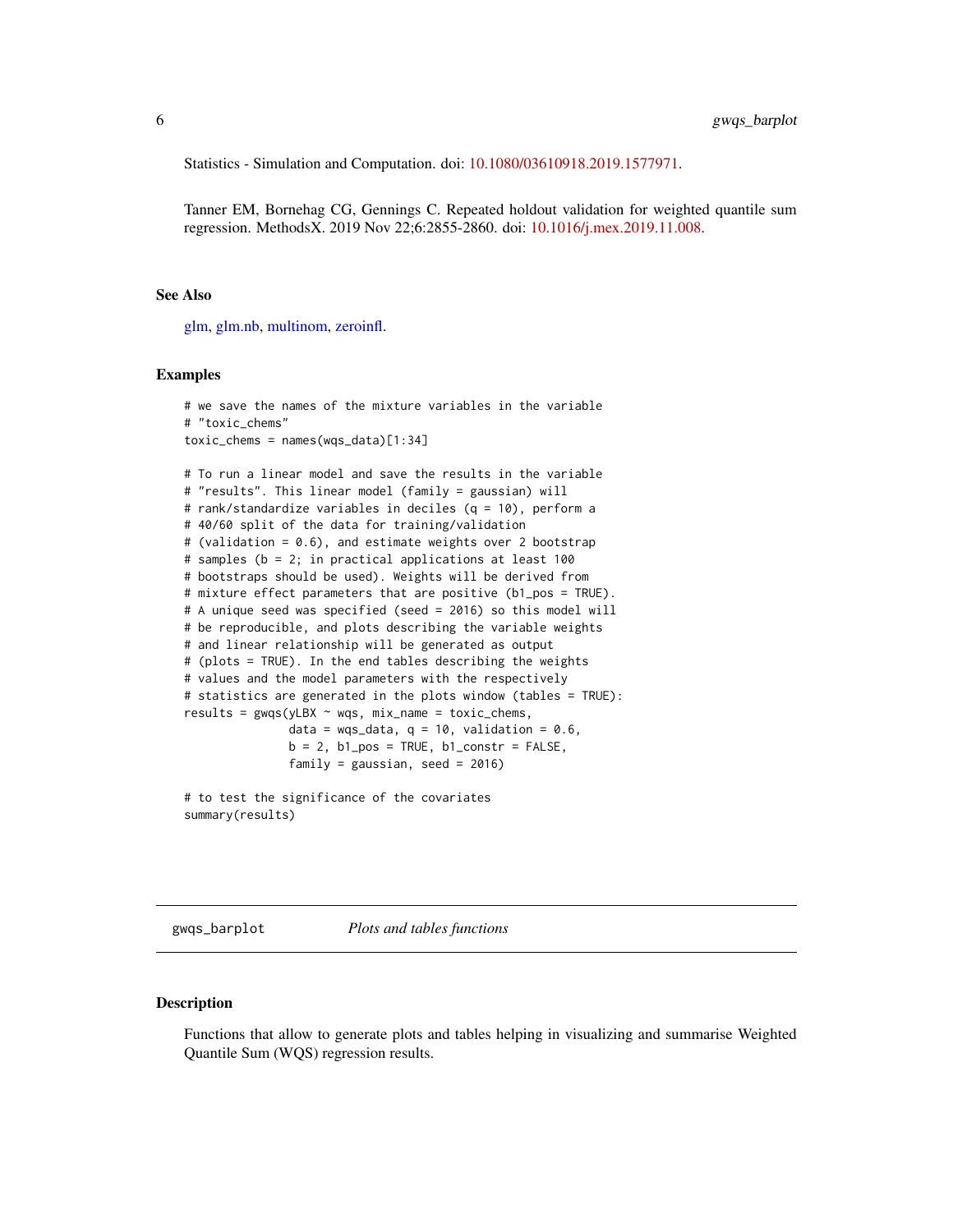Statistics - Simulation and Computation. doi: 10.1080/03610918.2019.1577971.

Tanner EM, Bornehag CG, Gennings C. Repeated holdout validation for weighted quantile sum regression. MethodsX. 2019 Nov 22;6:2855-2860. doi: 10.1016/j.mex.2019.11.008.

## See Also

glm, glm.nb, multinom, zeroinfl.

## Examples

```
# we save the names of the mixture variables in the variable
# "toxic_chems"
toxic_chems = names(wqs_data)[1:34]

# To run a linear model and save the results in the variable
# "results". This linear model (family = gaussian) will
# rank/standardize variables in deciles (q = 10), perform a
# 40/60 split of the data for training/validation
# (validation = 0.6), and estimate weights over 2 bootstrap
# samples (b = 2; in practical applications at least 100
# bootstraps should be used). Weights will be derived from
# mixture effect parameters that are positive (b1_pos = TRUE).
# A unique seed was specified (seed = 2016) so this model will
# be reproducible, and plots describing the variable weights
# and linear relationship will be generated as output
# (plots = TRUE). In the end tables describing the weights
# values and the model parameters with the respectively
# statistics are generated in the plots window (tables = TRUE):
results = gwqs(yLBX ~ wqs, mix_name = toxic_chems,
               data = wqs_data, q = 10, validation = 0.6,
               b = 2, b1_pos = TRUE, b1_constr = FALSE,
               family = gaussian, seed = 2016)

# to test the significance of the covariates
summary(results)
```

---

# gwqs_barplot — *Plots and tables functions*

## Description

Functions that allow to generate plots and tables helping in visualizing and summarise Weighted Quantile Sum (WQS) regression results.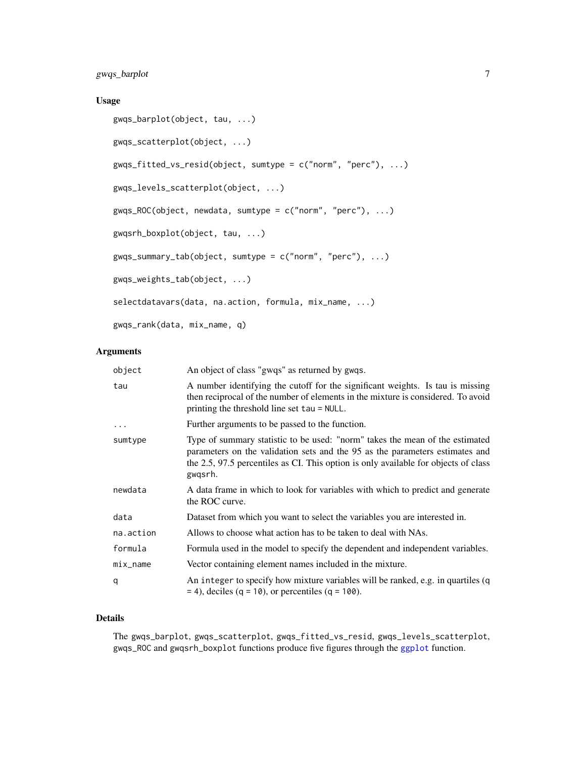## Usage

```
gwqs_barplot(object, tau, ...)

gwqs_scatterplot(object, ...)

gwqs_fitted_vs_resid(object, sumtype = c("norm", "perc"), ...)

gwqs_levels_scatterplot(object, ...)

gwqs_ROC(object, newdata, sumtype = c("norm", "perc"), ...)

gwqsrh_boxplot(object, tau, ...)

gwqs_summary_tab(object, sumtype = c("norm", "perc"), ...)

gwqs_weights_tab(object, ...)

selectdatavars(data, na.action, formula, mix_name, ...)

gwqs_rank(data, mix_name, q)
```

## Arguments

| | |
|---|---|
| `object` | An object of class "gwqs" as returned by gwqs. |
| `tau` | A number identifying the cutoff for the significant weights. Is tau is missing then reciprocal of the number of elements in the mixture is considered. To avoid printing the threshold line set `tau = NULL`. |
| `...` | Further arguments to be passed to the function. |
| `sumtype` | Type of summary statistic to be used: "norm" takes the mean of the estimated parameters on the validation sets and the 95 as the parameters estimates and the 2.5, 97.5 percentiles as CI. This option is only available for objects of class `gwqsrh`. |
| `newdata` | A data frame in which to look for variables with which to predict and generate the ROC curve. |
| `data` | Dataset from which you want to select the variables you are interested in. |
| `na.action` | Allows to choose what action has to be taken to deal with NAs. |
| `formula` | Formula used in the model to specify the dependent and independent variables. |
| `mix_name` | Vector containing element names included in the mixture. |
| `q` | An `integer` to specify how mixture variables will be ranked, e.g. in quartiles (`q = 4`), deciles (`q = 10`), or percentiles (`q = 100`). |

## Details

The `gwqs_barplot`, `gwqs_scatterplot`, `gwqs_fitted_vs_resid`, `gwqs_levels_scatterplot`, `gwqs_ROC` and `gwqsrh_boxplot` functions produce five figures through the `ggplot` function.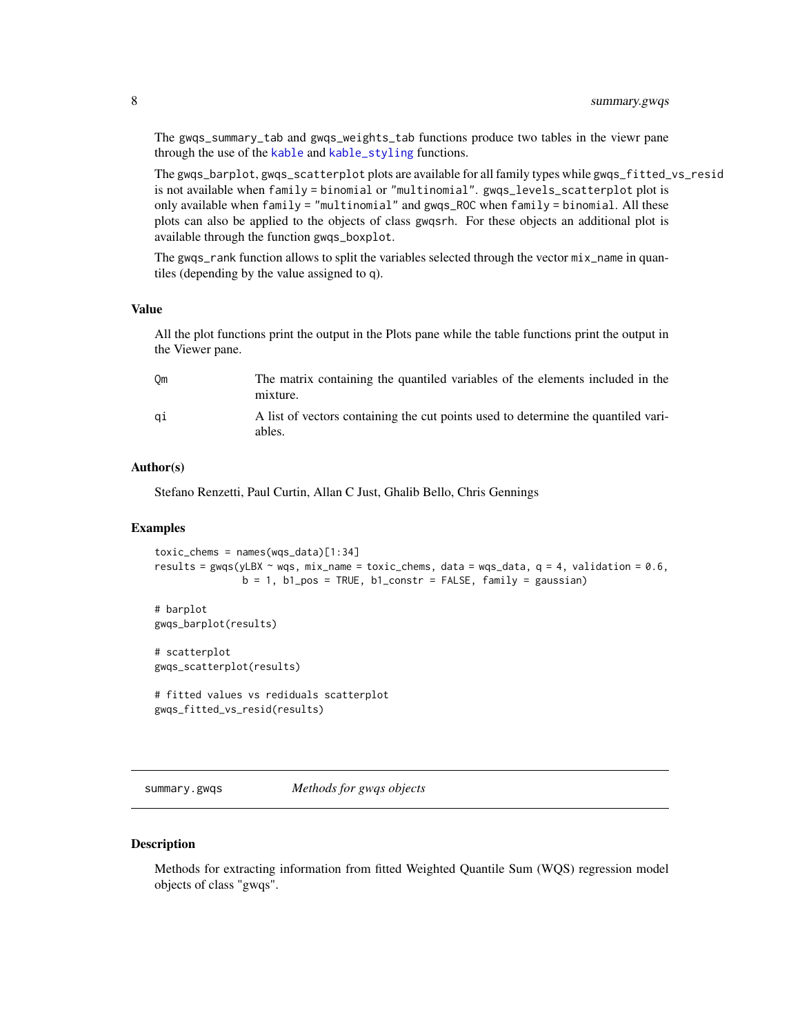The `gwqs_summary_tab` and `gwqs_weights_tab` functions produce two tables in the viewr pane through the use of the `kable` and `kable_styling` functions.

The `gwqs_barplot`, `gwqs_scatterplot` plots are available for all family types while `gwqs_fitted_vs_resid` is not available when `family = binomial` or `"multinomial"`. `gwqs_levels_scatterplot` plot is only available when `family = "multinomial"` and `gwqs_ROC` when `family = binomial`. All these plots can also be applied to the objects of class `gwqsrh`. For these objects an additional plot is available through the function `gwqs_boxplot`.

The `gwqs_rank` function allows to split the variables selected through the vector `mix_name` in quantiles (depending by the value assigned to `q`).

### Value

All the plot functions print the output in the Plots pane while the table functions print the output in the Viewer pane.

| | |
|---|---|
| `Qm` | The matrix containing the quantiled variables of the elements included in the mixture. |
| `qi` | A list of vectors containing the cut points used to determine the quantiled variables. |

### Author(s)

Stefano Renzetti, Paul Curtin, Allan C Just, Ghalib Bello, Chris Gennings

### Examples

```
toxic_chems = names(wqs_data)[1:34]
results = gwqs(yLBX ~ wqs, mix_name = toxic_chems, data = wqs_data, q = 4, validation = 0.6,
               b = 1, b1_pos = TRUE, b1_constr = FALSE, family = gaussian)

# barplot
gwqs_barplot(results)

# scatterplot
gwqs_scatterplot(results)

# fitted values vs rediduals scatterplot
gwqs_fitted_vs_resid(results)
```

---

## summary.gwqs — *Methods for gwqs objects*

### Description

Methods for extracting information from fitted Weighted Quantile Sum (WQS) regression model objects of class "gwqs".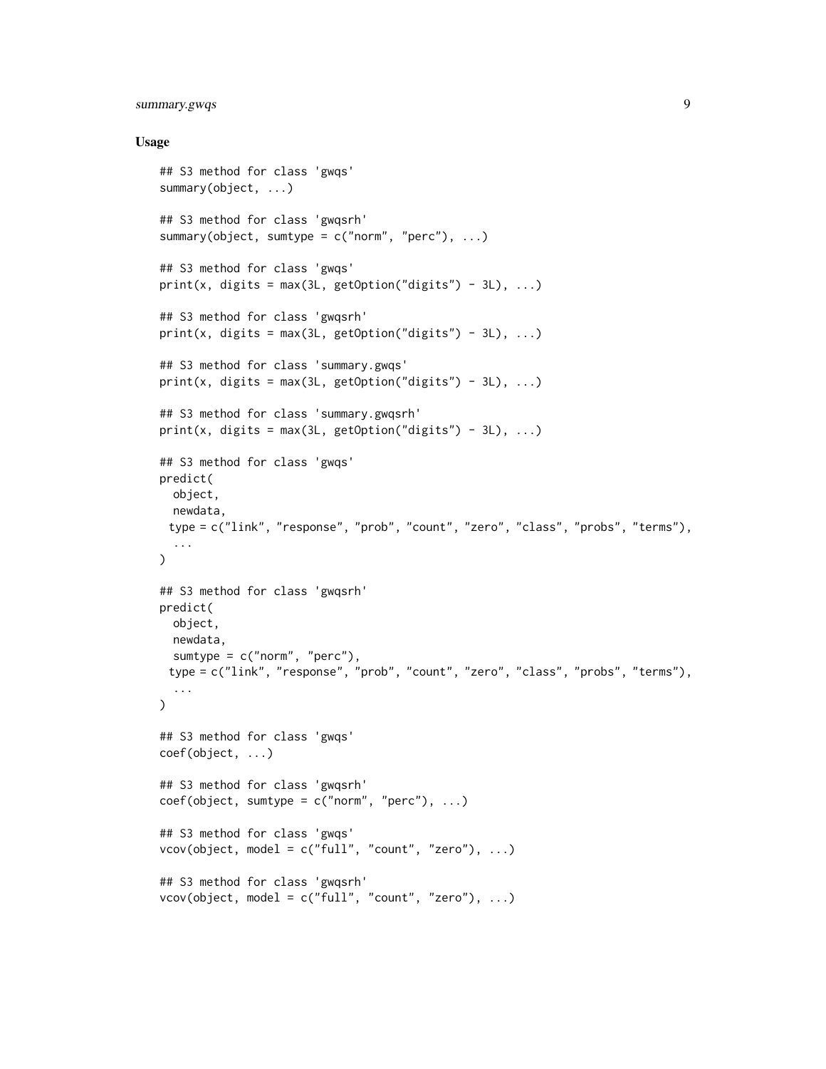### Usage

```
## S3 method for class 'gwqs'
summary(object, ...)

## S3 method for class 'gwqsrh'
summary(object, sumtype = c("norm", "perc"), ...)

## S3 method for class 'gwqs'
print(x, digits = max(3L, getOption("digits") - 3L), ...)

## S3 method for class 'gwqsrh'
print(x, digits = max(3L, getOption("digits") - 3L), ...)

## S3 method for class 'summary.gwqs'
print(x, digits = max(3L, getOption("digits") - 3L), ...)

## S3 method for class 'summary.gwqsrh'
print(x, digits = max(3L, getOption("digits") - 3L), ...)

## S3 method for class 'gwqs'
predict(
  object,
  newdata,
 type = c("link", "response", "prob", "count", "zero", "class", "probs", "terms"),
  ...
)

## S3 method for class 'gwqsrh'
predict(
  object,
  newdata,
  sumtype = c("norm", "perc"),
 type = c("link", "response", "prob", "count", "zero", "class", "probs", "terms"),
  ...
)

## S3 method for class 'gwqs'
coef(object, ...)

## S3 method for class 'gwqsrh'
coef(object, sumtype = c("norm", "perc"), ...)

## S3 method for class 'gwqs'
vcov(object, model = c("full", "count", "zero"), ...)

## S3 method for class 'gwqsrh'
vcov(object, model = c("full", "count", "zero"), ...)
```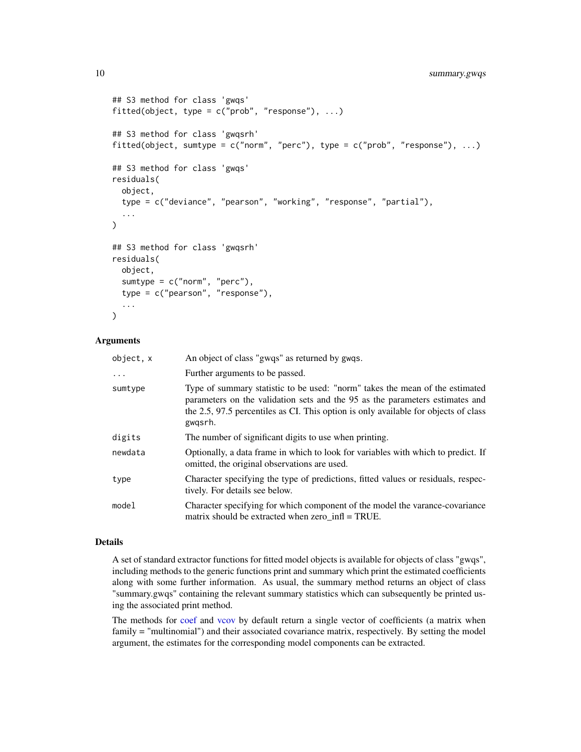```
## S3 method for class 'gwqs'
fitted(object, type = c("prob", "response"), ...)

## S3 method for class 'gwqsrh'
fitted(object, sumtype = c("norm", "perc"), type = c("prob", "response"), ...)

## S3 method for class 'gwqs'
residuals(
  object,
  type = c("deviance", "pearson", "working", "response", "partial"),
  ...
)

## S3 method for class 'gwqsrh'
residuals(
  object,
  sumtype = c("norm", "perc"),
  type = c("pearson", "response"),
  ...
)
```

### Arguments

| | |
|---|---|
| object, x | An object of class "gwqs" as returned by gwqs. |
| ... | Further arguments to be passed. |
| sumtype | Type of summary statistic to be used: "norm" takes the mean of the estimated parameters on the validation sets and the 95 as the parameters estimates and the 2.5, 97.5 percentiles as CI. This option is only available for objects of class gwqsrh. |
| digits | The number of significant digits to use when printing. |
| newdata | Optionally, a data frame in which to look for variables with which to predict. If omitted, the original observations are used. |
| type | Character specifying the type of predictions, fitted values or residuals, respectively. For details see below. |
| model | Character specifying for which component of the model the varance-covariance matrix should be extracted when zero_infl = TRUE. |

### Details

A set of standard extractor functions for fitted model objects is available for objects of class "gwqs", including methods to the generic functions print and summary which print the estimated coefficients along with some further information. As usual, the summary method returns an object of class "summary.gwqs" containing the relevant summary statistics which can subsequently be printed using the associated print method.

The methods for coef and vcov by default return a single vector of coefficients (a matrix when family = "multinomial") and their associated covariance matrix, respectively. By setting the model argument, the estimates for the corresponding model components can be extracted.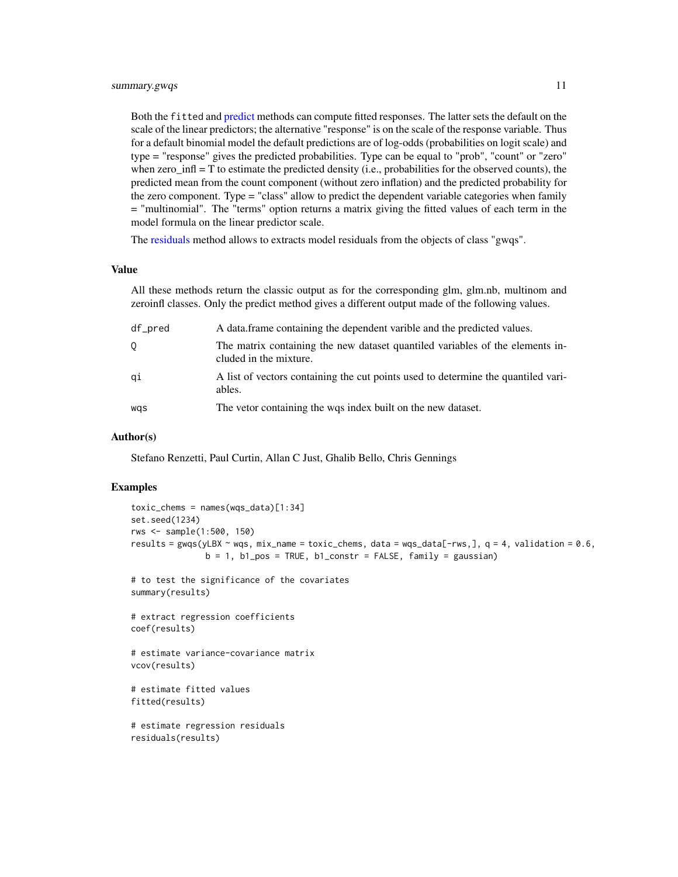Both the `fitted` and predict methods can compute fitted responses. The latter sets the default on the scale of the linear predictors; the alternative "response" is on the scale of the response variable. Thus for a default binomial model the default predictions are of log-odds (probabilities on logit scale) and type = "response" gives the predicted probabilities. Type can be equal to "prob", "count" or "zero" when zero_infl = T to estimate the predicted density (i.e., probabilities for the observed counts), the predicted mean from the count component (without zero inflation) and the predicted probability for the zero component. Type = "class" allow to predict the dependent variable categories when family = "multinomial". The "terms" option returns a matrix giving the fitted values of each term in the model formula on the linear predictor scale.

The residuals method allows to extracts model residuals from the objects of class "gwqs".

## Value

All these methods return the classic output as for the corresponding glm, glm.nb, multinom and zeroinfl classes. Only the predict method gives a different output made of the following values.

| | |
|---|---|
| `df_pred` | A data.frame containing the dependent varible and the predicted values. |
| `Q` | The matrix containing the new dataset quantiled variables of the elements included in the mixture. |
| `qi` | A list of vectors containing the cut points used to determine the quantiled variables. |
| `wqs` | The vetor containing the wqs index built on the new dataset. |

## Author(s)

Stefano Renzetti, Paul Curtin, Allan C Just, Ghalib Bello, Chris Gennings

## Examples

```
toxic_chems = names(wqs_data)[1:34]
set.seed(1234)
rws <- sample(1:500, 150)
results = gwqs(yLBX ~ wqs, mix_name = toxic_chems, data = wqs_data[-rws,], q = 4, validation = 0.6,
               b = 1, b1_pos = TRUE, b1_constr = FALSE, family = gaussian)

# to test the significance of the covariates
summary(results)

# extract regression coefficients
coef(results)

# estimate variance-covariance matrix
vcov(results)

# estimate fitted values
fitted(results)

# estimate regression residuals
residuals(results)
```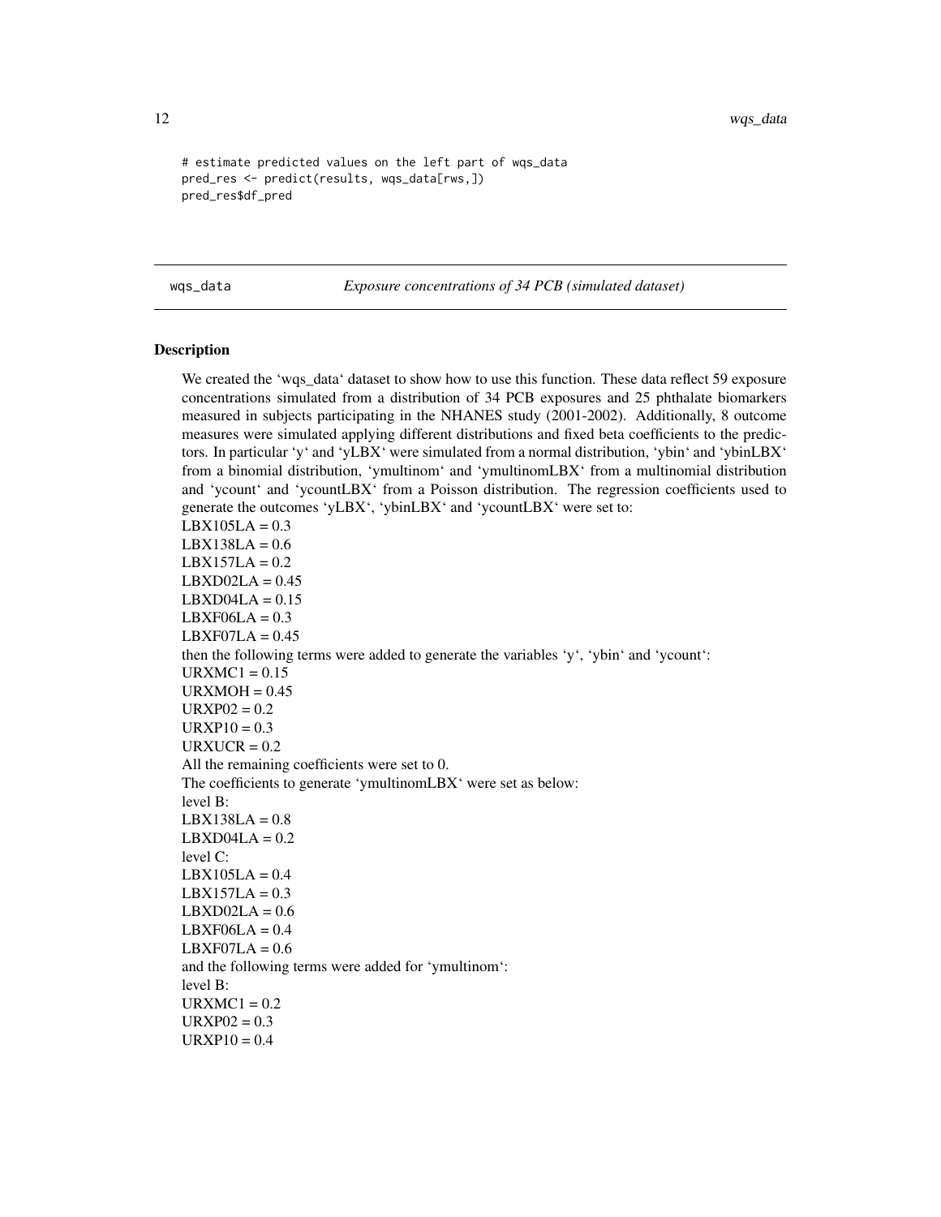```
# estimate predicted values on the left part of wqs_data
pred_res <- predict(results, wqs_data[rws,])
pred_res$df_pred
```

---

wqs_data *Exposure concentrations of 34 PCB (simulated dataset)*

---

## Description

We created the 'wqs_data' dataset to show how to use this function. These data reflect 59 exposure concentrations simulated from a distribution of 34 PCB exposures and 25 phthalate biomarkers measured in subjects participating in the NHANES study (2001-2002). Additionally, 8 outcome measures were simulated applying different distributions and fixed beta coefficients to the predictors. In particular 'y' and 'yLBX' were simulated from a normal distribution, 'ybin' and 'ybinLBX' from a binomial distribution, 'ymultinom' and 'ymultinomLBX' from a multinomial distribution and 'ycount' and 'ycountLBX' from a Poisson distribution. The regression coefficients used to generate the outcomes 'yLBX', 'ybinLBX' and 'ycountLBX' were set to:
LBX105LA = 0.3
LBX138LA = 0.6
LBX157LA = 0.2
LBXD02LA = 0.45
LBXD04LA = 0.15
LBXF06LA = 0.3
LBXF07LA = 0.45
then the following terms were added to generate the variables 'y', 'ybin' and 'ycount':
URXMC1 = 0.15
URXMOH = 0.45
URXP02 = 0.2
URXP10 = 0.3
URXUCR = 0.2
All the remaining coefficients were set to 0.
The coefficients to generate 'ymultinomLBX' were set as below:
level B:
LBX138LA = 0.8
LBXD04LA = 0.2
level C:
LBX105LA = 0.4
LBX157LA = 0.3
LBXD02LA = 0.6
LBXF06LA = 0.4
LBXF07LA = 0.6
and the following terms were added for 'ymultinom':
level B:
URXMC1 = 0.2
URXP02 = 0.3
URXP10 = 0.4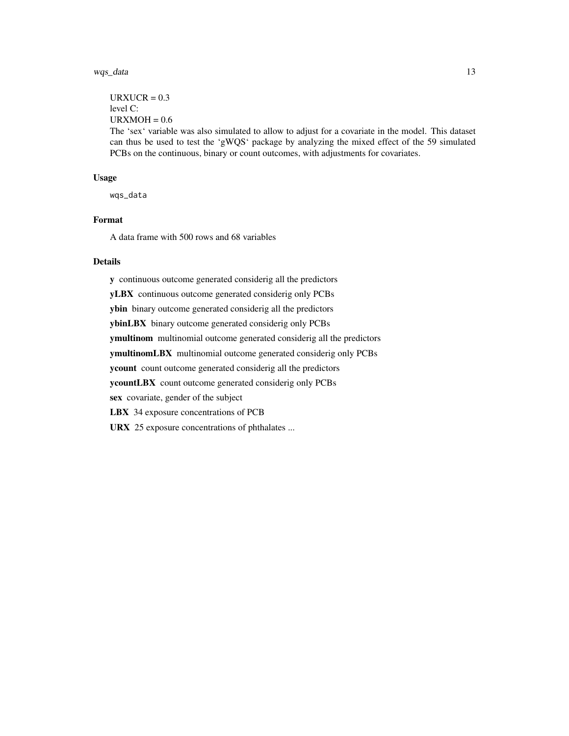URXUCR = 0.3
level C:
URXMOH = 0.6
The ‘sex‘ variable was also simulated to allow to adjust for a covariate in the model. This dataset can thus be used to test the ‘gWQS‘ package by analyzing the mixed effect of the 59 simulated PCBs on the continuous, binary or count outcomes, with adjustments for covariates.

## Usage

```
wqs_data
```

## Format

A data frame with 500 rows and 68 variables

## Details

**y** continuous outcome generated considerig all the predictors

**yLBX** continuous outcome generated considerig only PCBs

**ybin** binary outcome generated considerig all the predictors

**ybinLBX** binary outcome generated considerig only PCBs

**ymultinom** multinomial outcome generated considerig all the predictors

**ymultinomLBX** multinomial outcome generated considerig only PCBs

**ycount** count outcome generated considerig all the predictors

**ycountLBX** count outcome generated considerig only PCBs

**sex** covariate, gender of the subject

**LBX** 34 exposure concentrations of PCB

**URX** 25 exposure concentrations of phthalates ...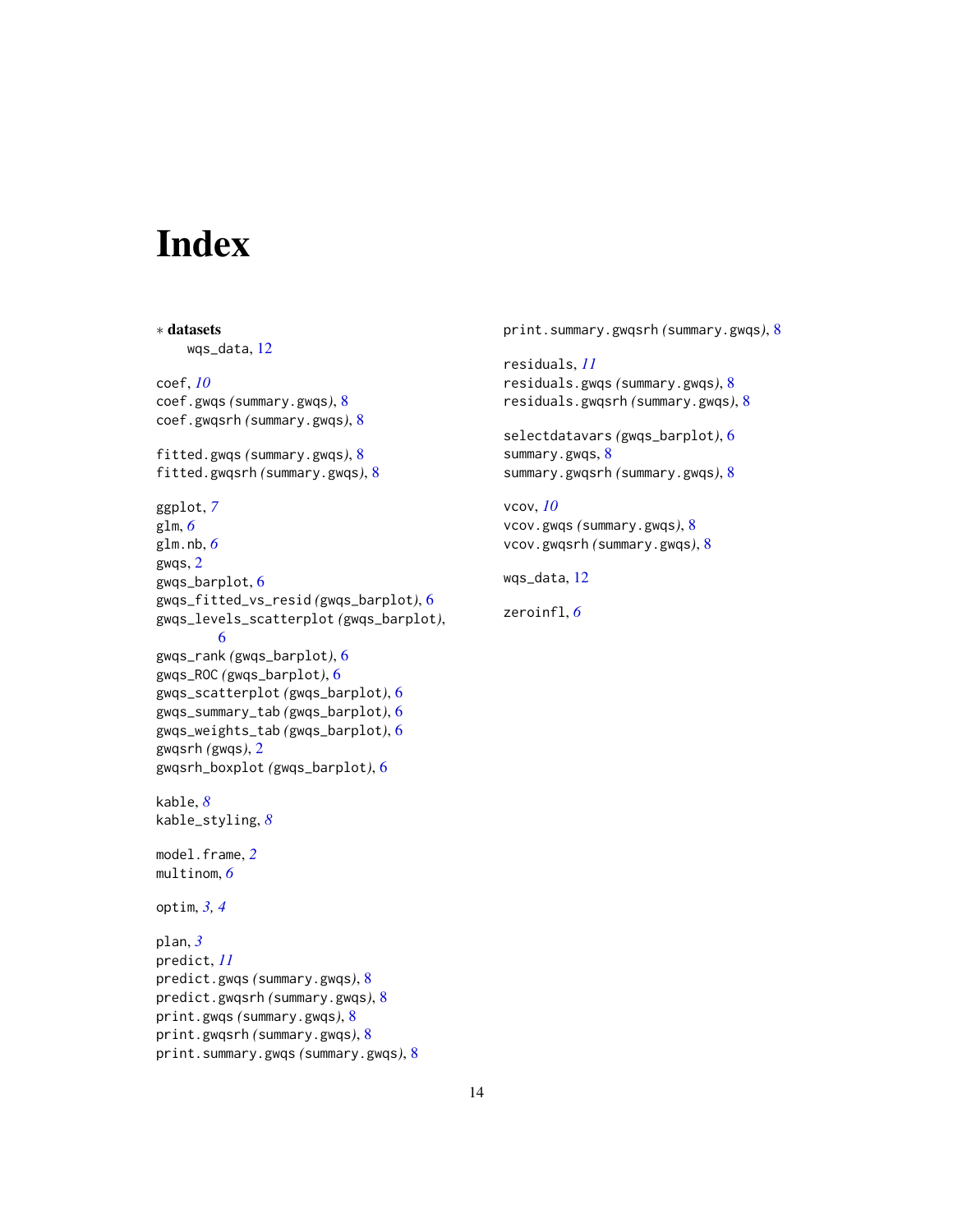# Index

∗ **datasets**
  wqs_data, 12

coef, *10*
coef.gwqs *(*summary.gwqs*)*, 8
coef.gwqsrh *(*summary.gwqs*)*, 8

fitted.gwqs *(*summary.gwqs*)*, 8
fitted.gwqsrh *(*summary.gwqs*)*, 8

ggplot, *7*
glm, *6*
glm.nb, *6*
gwqs, 2
gwqs_barplot, 6
gwqs_fitted_vs_resid *(*gwqs_barplot*)*, 6
gwqs_levels_scatterplot *(*gwqs_barplot*)*, 6
gwqs_rank *(*gwqs_barplot*)*, 6
gwqs_ROC *(*gwqs_barplot*)*, 6
gwqs_scatterplot *(*gwqs_barplot*)*, 6
gwqs_summary_tab *(*gwqs_barplot*)*, 6
gwqs_weights_tab *(*gwqs_barplot*)*, 6
gwqsrh *(*gwqs*)*, 2
gwqsrh_boxplot *(*gwqs_barplot*)*, 6

kable, *8*
kable_styling, *8*

model.frame, *2*
multinom, *6*

optim, *3, 4*

plan, *3*
predict, *11*
predict.gwqs *(*summary.gwqs*)*, 8
predict.gwqsrh *(*summary.gwqs*)*, 8
print.gwqs *(*summary.gwqs*)*, 8
print.gwqsrh *(*summary.gwqs*)*, 8
print.summary.gwqs *(*summary.gwqs*)*, 8
print.summary.gwqsrh *(*summary.gwqs*)*, 8

residuals, *11*
residuals.gwqs *(*summary.gwqs*)*, 8
residuals.gwqsrh *(*summary.gwqs*)*, 8

selectdatavars *(*gwqs_barplot*)*, 6
summary.gwqs, 8
summary.gwqsrh *(*summary.gwqs*)*, 8

vcov, *10*
vcov.gwqs *(*summary.gwqs*)*, 8
vcov.gwqsrh *(*summary.gwqs*)*, 8

wqs_data, 12

zeroinfl, *6*